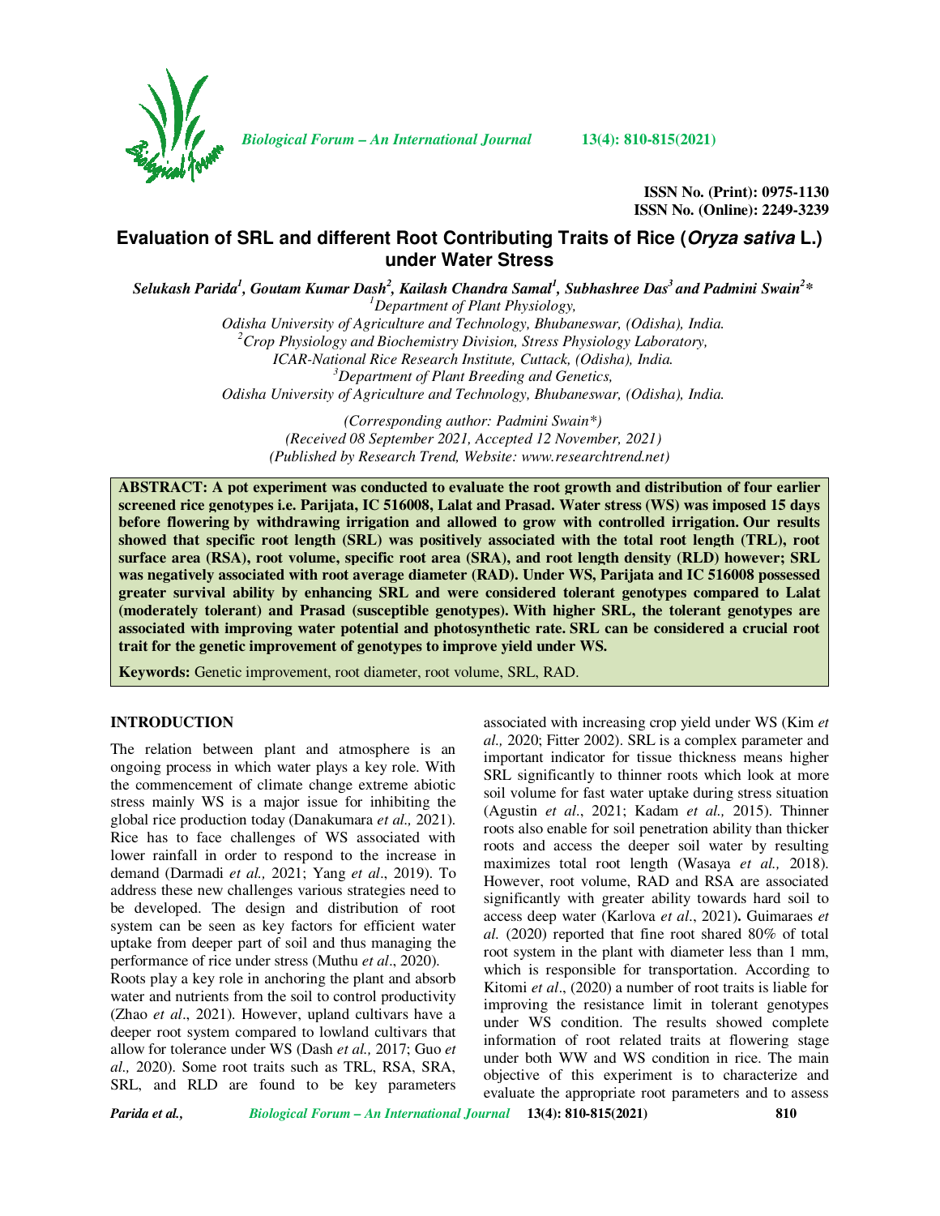ISSN No. (Print): 0975-1130
ISSN No. (Online): 2249-3239

# Evaluation of SRL and different Root Contributing Traits of Rice (*Oryza sativa* L.) under Water Stress

***Selukash Parida[1], Goutam Kumar Dash[2], Kailash Chandra Samal[1], Subhashree Das[3] and Padmini Swain[2]****

[1]*Department of Plant Physiology, Odisha University of Agriculture and Technology, Bhubaneswar, (Odisha), India.*
[2]*Crop Physiology and Biochemistry Division, Stress Physiology Laboratory, ICAR-National Rice Research Institute, Cuttack, (Odisha), India.*
[3]*Department of Plant Breeding and Genetics, Odisha University of Agriculture and Technology, Bhubaneswar, (Odisha), India.*

*(Corresponding author: Padmini Swain*)*
*(Received 08 September 2021, Accepted 12 November, 2021)*
*(Published by Research Trend, Website: www.researchtrend.net)*

**ABSTRACT: A pot experiment was conducted to evaluate the root growth and distribution of four earlier screened rice genotypes i.e. Parijata, IC 516008, Lalat and Prasad. Water stress (WS) was imposed 15 days before flowering by withdrawing irrigation and allowed to grow with controlled irrigation. Our results showed that specific root length (SRL) was positively associated with the total root length (TRL), root surface area (RSA), root volume, specific root area (SRA), and root length density (RLD) however; SRL was negatively associated with root average diameter (RAD). Under WS, Parijata and IC 516008 possessed greater survival ability by enhancing SRL and were considered tolerant genotypes compared to Lalat (moderately tolerant) and Prasad (susceptible genotypes). With higher SRL, the tolerant genotypes are associated with improving water potential and photosynthetic rate. SRL can be considered a crucial root trait for the genetic improvement of genotypes to improve yield under WS.**

**Keywords:** Genetic improvement, root diameter, root volume, SRL, RAD.

## INTRODUCTION

The relation between plant and atmosphere is an ongoing process in which water plays a key role. With the commencement of climate change extreme abiotic stress mainly WS is a major issue for inhibiting the global rice production today (Danakumara *et al.,* 2021). Rice has to face challenges of WS associated with lower rainfall in order to respond to the increase in demand (Darmadi *et al.,* 2021; Yang *et al*., 2019). To address these new challenges various strategies need to be developed. The design and distribution of root system can be seen as key factors for efficient water uptake from deeper part of soil and thus managing the performance of rice under stress (Muthu *et al*., 2020).

Roots play a key role in anchoring the plant and absorb water and nutrients from the soil to control productivity (Zhao *et al*., 2021). However, upland cultivars have a deeper root system compared to lowland cultivars that allow for tolerance under WS (Dash *et al.,* 2017; Guo *et al.,* 2020). Some root traits such as TRL, RSA, SRA, SRL, and RLD are found to be key parameters associated with increasing crop yield under WS (Kim *et al.,* 2020; Fitter 2002). SRL is a complex parameter and important indicator for tissue thickness means higher SRL significantly to thinner roots which look at more soil volume for fast water uptake during stress situation (Agustin *et al*., 2021; Kadam *et al.,* 2015). Thinner roots also enable for soil penetration ability than thicker roots and access the deeper soil water by resulting maximizes total root length (Wasaya *et al.,* 2018). However, root volume, RAD and RSA are associated significantly with greater ability towards hard soil to access deep water (Karlova *et al*., 2021)**.** Guimaraes *et al.* (2020) reported that fine root shared 80% of total root system in the plant with diameter less than 1 mm, which is responsible for transportation. According to Kitomi *et al*., (2020) a number of root traits is liable for improving the resistance limit in tolerant genotypes under WS condition. The results showed complete information of root related traits at flowering stage under both WW and WS condition in rice. The main objective of this experiment is to characterize and evaluate the appropriate root parameters and to assess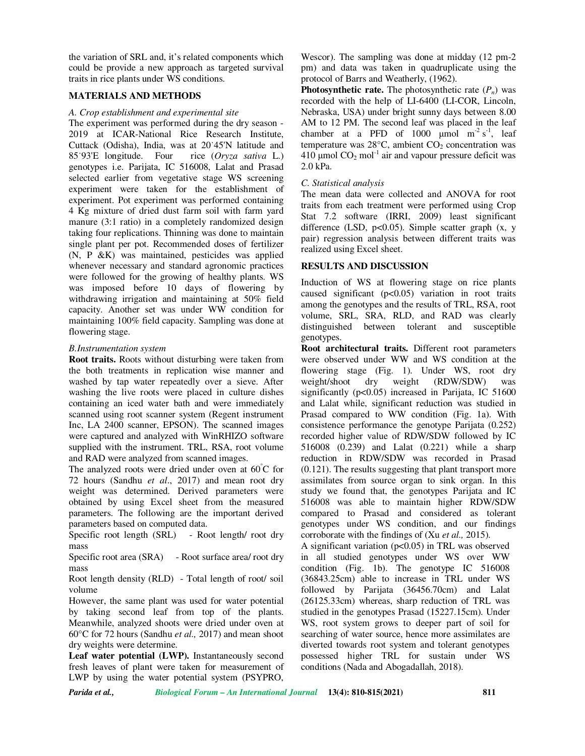the variation of SRL and, it's related components which could be provide a new approach as targeted survival traits in rice plants under WS conditions.

## MATERIALS AND METHODS

### *A. Crop establishment and experimental site*

The experiment was performed during the dry season - 2019 at ICAR-National Rice Research Institute, Cuttack (Odisha), India, was at 20˙45'N latitude and 85˙93'E longitude. Four rice (*Oryza sativa* L.) genotypes i.e. Parijata, IC 516008, Lalat and Prasad selected earlier from vegetative stage WS screening experiment were taken for the establishment of experiment. Pot experiment was performed containing 4 Kg mixture of dried dust farm soil with farm yard manure (3:1 ratio) in a completely randomized design taking four replications. Thinning was done to maintain single plant per pot. Recommended doses of fertilizer (N, P &K) was maintained, pesticides was applied whenever necessary and standard agronomic practices were followed for the growing of healthy plants. WS was imposed before 10 days of flowering by withdrawing irrigation and maintaining at 50% field capacity. Another set was under WW condition for maintaining 100% field capacity. Sampling was done at flowering stage.

### *B.Instrumentation system*

**Root traits.** Roots without disturbing were taken from the both treatments in replication wise manner and washed by tap water repeatedly over a sieve. After washing the live roots were placed in culture dishes containing an iced water bath and were immediately scanned using root scanner system (Regent instrument Inc, LA 2400 scanner, EPSON). The scanned images were captured and analyzed with WinRHIZO software supplied with the instrument. TRL, RSA, root volume and RAD were analyzed from scanned images.

The analyzed roots were dried under oven at 60˚C for 72 hours (Sandhu *et al*., 2017) and mean root dry weight was determined. Derived parameters were obtained by using Excel sheet from the measured parameters. The following are the important derived parameters based on computed data.

Specific root length (SRL) - Root length/ root dry mass

Specific root area (SRA) - Root surface area/ root dry mass

Root length density (RLD) - Total length of root/ soil volume

However, the same plant was used for water potential by taking second leaf from top of the plants. Meanwhile, analyzed shoots were dried under oven at 60°C for 72 hours (Sandhu *et al.,* 2017) and mean shoot dry weights were determine.

**Leaf water potential (LWP).** Instantaneously second fresh leaves of plant were taken for measurement of LWP by using the water potential system (PSYPRO, Wescor). The sampling was done at midday (12 pm-2 pm) and data was taken in quadruplicate using the protocol of Barrs and Weatherly, (1962).

**Photosynthetic rate.** The photosynthetic rate ($P_n$) was recorded with the help of LI-6400 (LI-COR, Lincoln, Nebraska, USA) under bright sunny days between 8.00 AM to 12 PM. The second leaf was placed in the leaf chamber at a PFD of 1000 µmol $m^{-2}$ $s^{-1}$, leaf temperature was 28°C, ambient $CO_2$ concentration was 410 µmol $CO_2$ $mol^{-1}$ air and vapour pressure deficit was 2.0 kPa.

### *C. Statistical analysis*

The mean data were collected and ANOVA for root traits from each treatment were performed using Crop Stat 7.2 software (IRRI, 2009) least significant difference (LSD, $p<0.05$). Simple scatter graph (x, y pair) regression analysis between different traits was realized using Excel sheet.

## RESULTS AND DISCUSSION

Induction of WS at flowering stage on rice plants caused significant ($p<0.05$) variation in root traits among the genotypes and the results of TRL, RSA, root volume, SRL, SRA, RLD, and RAD was clearly distinguished between tolerant and susceptible genotypes.

**Root architectural traits.** Different root parameters were observed under WW and WS condition at the flowering stage (Fig. 1). Under WS, root dry weight/shoot dry weight (RDW/SDW) was significantly ($p<0.05$) increased in Parijata, IC 51600 and Lalat while, significant reduction was studied in Prasad compared to WW condition (Fig. 1a). With consistence performance the genotype Parijata (0.252) recorded higher value of RDW/SDW followed by IC 516008 (0.239) and Lalat (0.221) while a sharp reduction in RDW/SDW was recorded in Prasad (0.121). The results suggesting that plant transport more assimilates from source organ to sink organ. In this study we found that, the genotypes Parijata and IC 516008 was able to maintain higher RDW/SDW compared to Prasad and considered as tolerant genotypes under WS condition, and our findings corroborate with the findings of (Xu *et al.,* 2015).

A significant variation ($p<0.05$) in TRL was observed in all studied genotypes under WS over WW condition (Fig. 1b). The genotype IC 516008 (36843.25cm) able to increase in TRL under WS followed by Parijata (36456.70cm) and Lalat (26125.33cm) whereas, sharp reduction of TRL was studied in the genotypes Prasad (15227.15cm). Under WS, root system grows to deeper part of soil for searching of water source, hence more assimilates are diverted towards root system and tolerant genotypes possessed higher TRL for sustain under WS conditions (Nada and Abogadallah, 2018).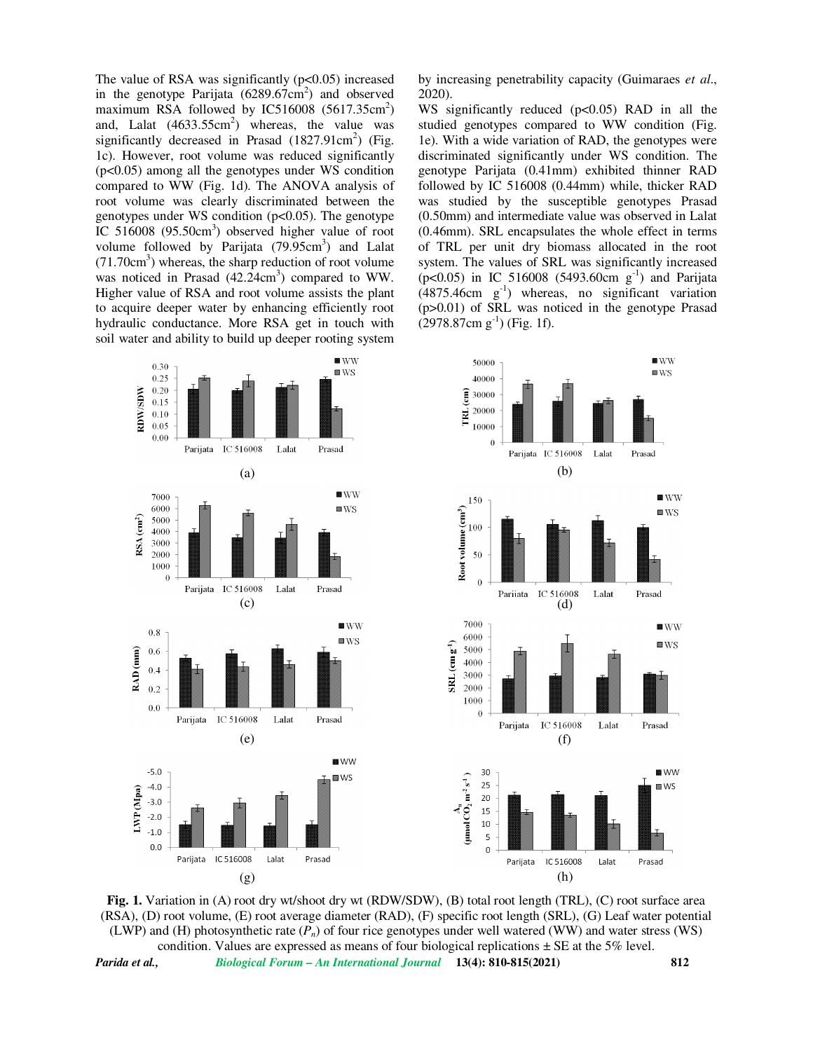The value of RSA was significantly ($p<0.05$) increased in the genotype Parijata (6289.67cm$^2$) and observed maximum RSA followed by IC516008 (5617.35cm$^2$) and, Lalat (4633.55cm$^2$) whereas, the value was significantly decreased in Prasad (1827.91cm$^2$) (Fig. 1c). However, root volume was reduced significantly ($p<0.05$) among all the genotypes under WS condition compared to WW (Fig. 1d). The ANOVA analysis of root volume was clearly discriminated between the genotypes under WS condition ($p<0.05$). The genotype IC 516008 (95.50cm$^3$) observed higher value of root volume followed by Parijata (79.95cm$^3$) and Lalat (71.70cm$^3$) whereas, the sharp reduction of root volume was noticed in Prasad (42.24cm$^3$) compared to WW. Higher value of RSA and root volume assists the plant to acquire deeper water by enhancing efficiently root hydraulic conductance. More RSA get in touch with soil water and ability to build up deeper rooting system by increasing penetrability capacity (Guimaraes *et al*., 2020).

WS significantly reduced ($p<0.05$) RAD in all the studied genotypes compared to WW condition (Fig. 1e). With a wide variation of RAD, the genotypes were discriminated significantly under WS condition. The genotype Parijata (0.41mm) exhibited thinner RAD followed by IC 516008 (0.44mm) while, thicker RAD was studied by the susceptible genotypes Prasad (0.50mm) and intermediate value was observed in Lalat (0.46mm). SRL encapsulates the whole effect in terms of TRL per unit dry biomass allocated in the root system. The values of SRL was significantly increased ($p<0.05$) in IC 516008 (5493.60cm g$^{-1}$) and Parijata (4875.46cm g$^{-1}$) whereas, no significant variation ($p>0.01$) of SRL was noticed in the genotype Prasad (2978.87cm g$^{-1}$) (Fig. 1f).

**Fig. 1.** Variation in (A) root dry wt/shoot dry wt (RDW/SDW), (B) total root length (TRL), (C) root surface area (RSA), (D) root volume, (E) root average diameter (RAD), (F) specific root length (SRL), (G) Leaf water potential (LWP) and (H) photosynthetic rate ($P_n$) of four rice genotypes under well watered (WW) and water stress (WS) condition. Values are expressed as means of four biological replications ± SE at the 5% level.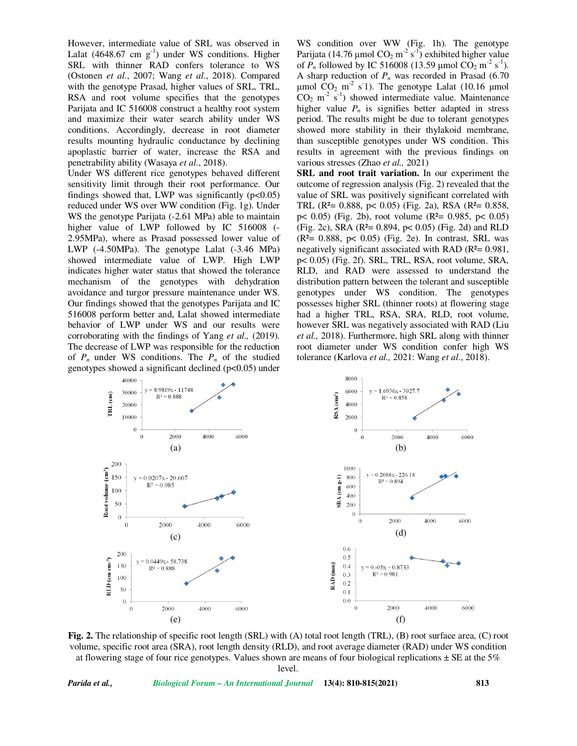However, intermediate value of SRL was observed in Lalat (4648.67 cm $g^{-1}$) under WS conditions. Higher SRL with thinner RAD confers tolerance to WS (Ostonen *et al*., 2007; Wang *et al*., 2018). Compared with the genotype Prasad, higher values of SRL, TRL, RSA and root volume specifies that the genotypes Parijata and IC 516008 construct a healthy root system and maximize their water search ability under WS conditions. Accordingly, decrease in root diameter results mounting hydraulic conductance by declining apoplastic barrier of water, increase the RSA and penetrability ability (Wasaya *et al*., 2018).

Under WS different rice genotypes behaved different sensitivity limit through their root performance. Our findings showed that, LWP was significantly ($p<0.05$) reduced under WS over WW condition (Fig. 1g). Under WS the genotype Parijata (-2.61 MPa) able to maintain higher value of LWP followed by IC 516008 (-2.95MPa), where as Prasad possessed lower value of LWP (-4.50MPa). The genotype Lalat (-3.46 MPa) showed intermediate value of LWP. High LWP indicates higher water status that showed the tolerance mechanism of the genotypes with dehydration avoidance and turgor pressure maintenance under WS. Our findings showed that the genotypes Parijata and IC 516008 perform better and, Lalat showed intermediate behavior of LWP under WS and our results were corroborating with the findings of Yang *et al.,* (2019). The decrease of LWP was responsible for the reduction of $P_n$ under WS conditions. The $P_n$ of the studied genotypes showed a significant declined ($p<0.05$) under WS condition over WW (Fig. 1h). The genotype Parijata (14.76 μmol $CO_2$ $m^{-2}$ $s^{-1}$) exhibited higher value of $P_n$ followed by IC 516008 (13.59 μmol $CO_2$ $m^{-2}$ $s^{-1}$). A sharp reduction of $P_n$ was recorded in Prasad (6.70 μmol $CO_2$ $m^{-2}$ s-1). The genotype Lalat (10.16 μmol $CO_2$ $m^{-2}$ $s^{-1}$) showed intermediate value. Maintenance higher value $P_n$ is signifies better adapted in stress period. The results might be due to tolerant genotypes showed more stability in their thylakoid membrane, than susceptible genotypes under WS condition. This results in agreement with the previous findings on various stresses (Zhao *et al.,* 2021)

**SRL and root trait variation.** In our experiment the outcome of regression analysis (Fig. 2) revealed that the value of SRL was positively significant correlated with TRL ($R^2$= 0.888, $p< 0.05$) (Fig. 2a), RSA ($R^2$= 0.858, $p< 0.05$) (Fig. 2b), root volume ($R^2$= 0.985, $p< 0.05$) (Fig. 2c), SRA ($R^2$= 0.894, $p< 0.05$) (Fig. 2d) and RLD ($R^2$= 0.888, $p< 0.05$) (Fig. 2e). In contrast, SRL was negatively significant associated with RAD ($R^2$= 0.981, $p< 0.05$) (Fig. 2f). SRL, TRL, RSA, root volume, SRA, RLD, and RAD were assessed to understand the distribution pattern between the tolerant and susceptible genotypes under WS condition. The genotypes possesses higher SRL (thinner roots) at flowering stage had a higher TRL, RSA, SRA, RLD, root volume, however SRL was negatively associated with RAD (Liu *et al.,* 2018). Furthermore, high SRL along with thinner root diameter under WS condition confer high WS tolerance (Karlova *et al.,* 2021: Wang *et al*., 2018).

**Fig. 2.** The relationship of specific root length (SRL) with (A) total root length (TRL), (B) root surface area, (C) root volume, specific root area (SRA), root length density (RLD), and root average diameter (RAD) under WS condition at flowering stage of four rice genotypes. Values shown are means of four biological replications ± SE at the 5% level.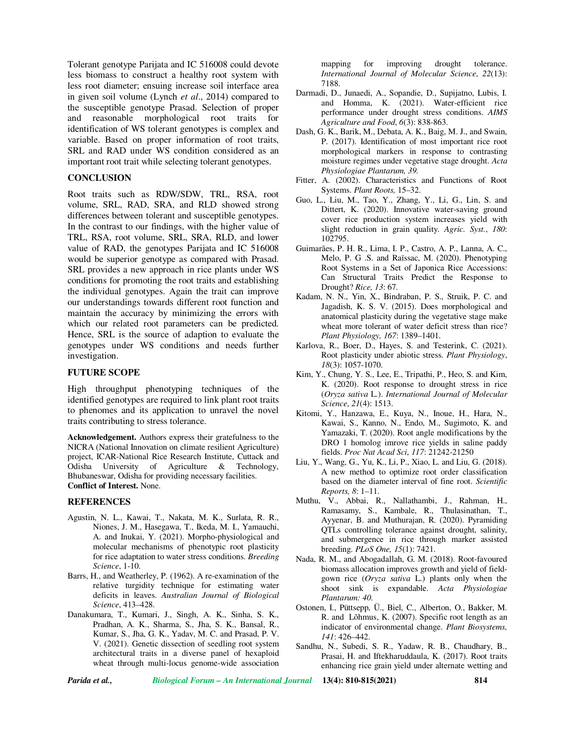Tolerant genotype Parijata and IC 516008 could devote less biomass to construct a healthy root system with less root diameter; ensuing increase soil interface area in given soil volume (Lynch *et al*., 2014) compared to the susceptible genotype Prasad. Selection of proper and reasonable morphological root traits for identification of WS tolerant genotypes is complex and variable. Based on proper information of root traits, SRL and RAD under WS condition considered as an important root trait while selecting tolerant genotypes.

## CONCLUSION

Root traits such as RDW/SDW, TRL, RSA, root volume, SRL, RAD, SRA, and RLD showed strong differences between tolerant and susceptible genotypes. In the contrast to our findings, with the higher value of TRL, RSA, root volume, SRL, SRA, RLD, and lower value of RAD, the genotypes Parijata and IC 516008 would be superior genotype as compared with Prasad. SRL provides a new approach in rice plants under WS conditions for promoting the root traits and establishing the individual genotypes. Again the trait can improve our understandings towards different root function and maintain the accuracy by minimizing the errors with which our related root parameters can be predicted. Hence, SRL is the source of adaption to evaluate the genotypes under WS conditions and needs further investigation.

## FUTURE SCOPE

High throughput phenotyping techniques of the identified genotypes are required to link plant root traits to phenomes and its application to unravel the novel traits contributing to stress tolerance.

**Acknowledgement.** Authors express their gratefulness to the NICRA (National Innovation on climate resilient Agriculture) project, ICAR-National Rice Research Institute, Cuttack and Odisha University of Agriculture & Technology, Bhubaneswar, Odisha for providing necessary facilities.
**Conflict of Interest.** None.

## REFERENCES

Agustin, N. L., Kawai, T., Nakata, M. K., Surlata, R. R., Niones, J. M., Hasegawa, T., Ikeda, M. I., Yamauchi, A. and Inukai, Y. (2021). Morpho-physiological and molecular mechanisms of phenotypic root plasticity for rice adaptation to water stress conditions. *Breeding Science*, 1-10.

Barrs, H., and Weatherley, P. (1962). A re-examination of the relative turgidity technique for estimating water deficits in leaves. *Australian Journal of Biological Science*, 413–428.

Danakumara, T., Kumari, J., Singh, A. K., Sinha, S. K., Pradhan, A. K., Sharma, S., Jha, S. K., Bansal, R., Kumar, S., Jha, G. K., Yadav, M. C. and Prasad, P. V. V. (2021). Genetic dissection of seedling root system architectural traits in a diverse panel of hexaploid wheat through multi-locus genome-wide association mapping for improving drought tolerance. *International Journal of Molecular Science*, *22*(13): 7188.

Darmadi, D., Junaedi, A., Sopandie, D., Supijatno, Lubis, I. and Homma, K. (2021). Water-efficient rice performance under drought stress conditions. *AIMS Agriculture and Food*, *6*(3): 838-863.

Dash, G. K., Barik, M., Debata, A. K., Baig, M. J., and Swain, P. (2017). Identification of most important rice root morphological markers in response to contrasting moisture regimes under vegetative stage drought. *Acta Physiologiae Plantarum, 39.*

Fitter, A. (2002). Characteristics and Functions of Root Systems. *Plant Roots,* 15–32.

Guo, L., Liu, M., Tao, Y., Zhang, Y., Li, G., Lin, S. and Dittert, K. (2020). Innovative water-saving ground cover rice production system increases yield with slight reduction in grain quality. *Agric. Syst.*, *180*: 102795.

Guimarães, P. H. R., Lima, I. P., Castro, A. P., Lanna, A. C., Melo, P. G .S. and Raïssac, M. (2020). Phenotyping Root Systems in a Set of Japonica Rice Accessions: Can Structural Traits Predict the Response to Drought? *Rice, 13*: 67.

Kadam, N. N., Yin, X., Bindraban, P. S., Struik, P. C. and Jagadish, K. S. V. (2015). Does morphological and anatomical plasticity during the vegetative stage make wheat more tolerant of water deficit stress than rice? *Plant Physiology, 167*: 1389–1401.

Karlova, R., Boer, D., Hayes, S. and Testerink, C. (2021). Root plasticity under abiotic stress. *Plant Physiology*, *18*(3): 1057-1070.

Kim, Y., Chung, Y. S., Lee, E., Tripathi, P., Heo, S. and Kim, K. (2020). Root response to drought stress in rice (*Oryza sativa* L.). *International Journal of Molecular Science*, *21*(4): 1513.

Kitomi, Y., Hanzawa, E., Kuya, N., Inoue, H., Hara, N., Kawai, S., Kanno, N., Endo, M., Sugimoto, K. and Yamazaki, T. (2020). Root angle modifications by the DRO 1 homolog imrove rice yields in saline paddy fields. *Proc Nat Acad Sci*, *117*: 21242-21250

Liu, Y., Wang, G., Yu, K., Li, P., Xiao, L. and Liu, G. (2018). A new method to optimize root order classification based on the diameter interval of fine root. *Scientific Reports, 8*: 1–11.

Muthu, V., Abbai, R., Nallathambi, J., Rahman, H., Ramasamy, S., Kambale, R., Thulasinathan, T., Ayyenar, B. and Muthurajan, R. (2020). Pyramiding QTLs controlling tolerance against drought, salinity, and submergence in rice through marker assisted breeding. *PLoS One, 15*(1): 7421.

Nada, R. M., and Abogadallah, G. M. (2018). Root-favoured biomass allocation improves growth and yield of field-gown rice (*Oryza sativa* L.) plants only when the shoot sink is expandable. *Acta Physiologiae Plantarum: 40.*

Ostonen, I., Püttsepp, Ü., Biel, C., Alberton, O., Bakker, M. R. and Lõhmus, K. (2007). Specific root length as an indicator of environmental change. *Plant Biosystems, 141*: 426–442.

Sandhu, N., Subedi, S. R., Yadaw, R. B., Chaudhary, B., Prasai, H. and Iftekharuddaula, K. (2017). Root traits enhancing rice grain yield under alternate wetting and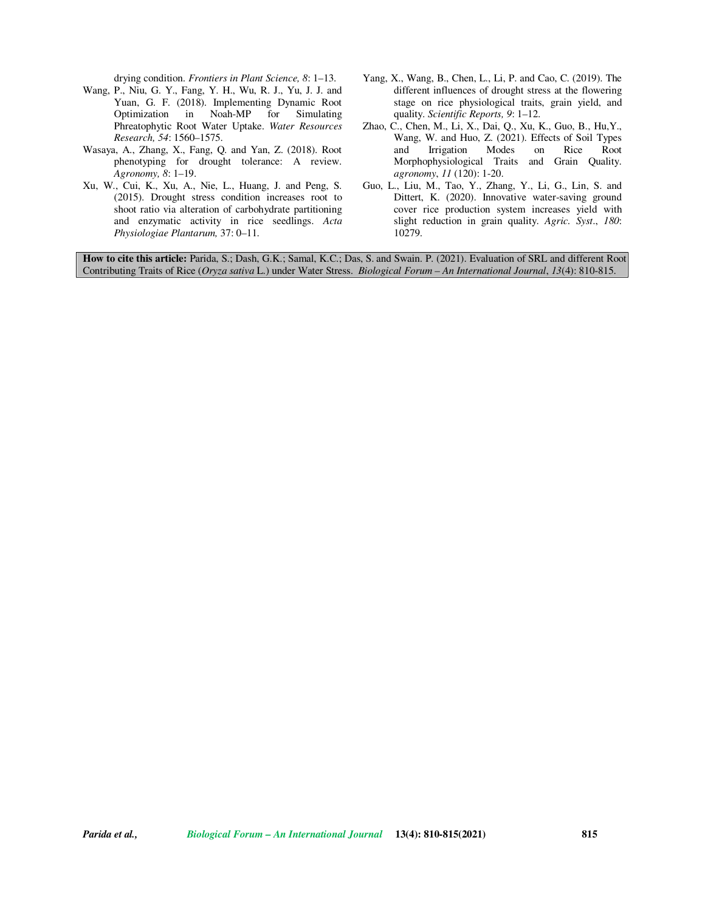drying condition. *Frontiers in Plant Science, 8*: 1–13.

Wang, P., Niu, G. Y., Fang, Y. H., Wu, R. J., Yu, J. J. and Yuan, G. F. (2018). Implementing Dynamic Root Optimization in Noah-MP for Simulating Phreatophytic Root Water Uptake. *Water Resources Research, 54*: 1560–1575.

Wasaya, A., Zhang, X., Fang, Q. and Yan, Z. (2018). Root phenotyping for drought tolerance: A review. *Agronomy, 8*: 1–19.

Xu, W., Cui, K., Xu, A., Nie, L., Huang, J. and Peng, S. (2015). Drought stress condition increases root to shoot ratio via alteration of carbohydrate partitioning and enzymatic activity in rice seedlings. *Acta Physiologiae Plantarum,* 37: 0–11.

Yang, X., Wang, B., Chen, L., Li, P. and Cao, C. (2019). The different influences of drought stress at the flowering stage on rice physiological traits, grain yield, and quality. *Scientific Reports, 9*: 1–12.

Zhao, C., Chen, M., Li, X., Dai, Q., Xu, K., Guo, B., Hu,Y., Wang, W. and Huo, Z. (2021). Effects of Soil Types and Irrigation Modes on Rice Root Morphophysiological Traits and Grain Quality. *agronomy*, *11* (120): 1-20.

Guo, L., Liu, M., Tao, Y., Zhang, Y., Li, G., Lin, S. and Dittert, K. (2020). Innovative water-saving ground cover rice production system increases yield with slight reduction in grain quality. *Agric. Syst*., *180*: 10279.

**How to cite this article:** Parida, S.; Dash, G.K.; Samal, K.C.; Das, S. and Swain. P. (2021). Evaluation of SRL and different Root Contributing Traits of Rice (*Oryza sativa* L.) under Water Stress. *Biological Forum – An International Journal*, *13*(4): 810-815.